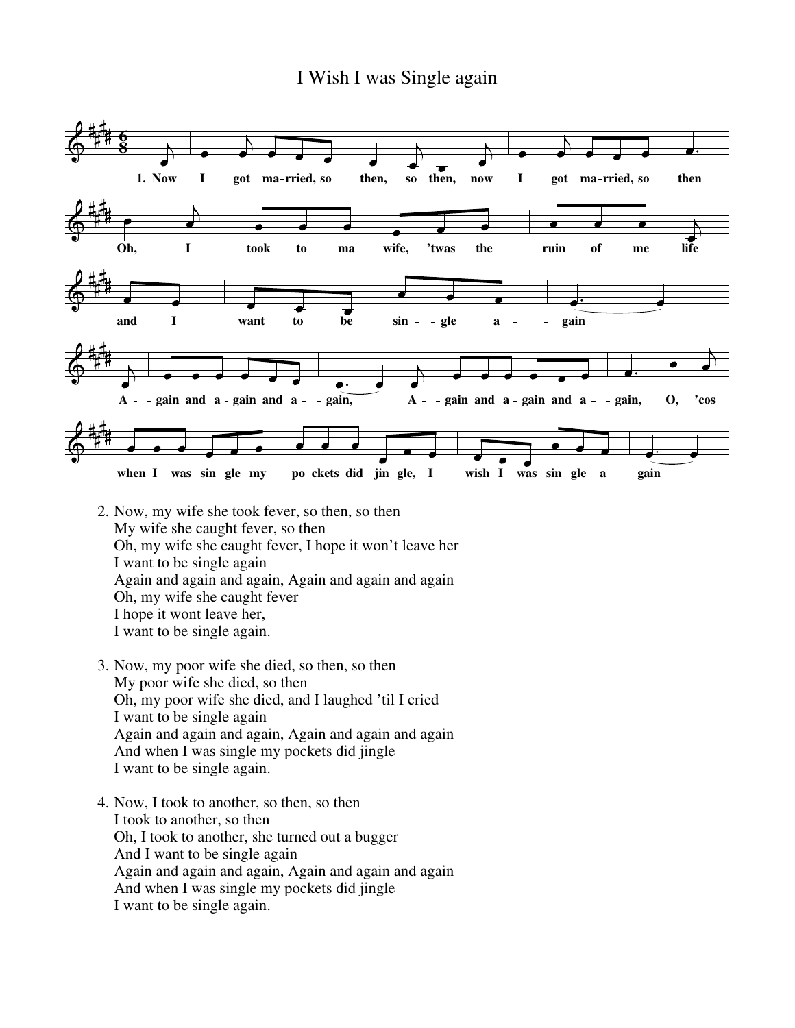# I Wish I was Single again

2. Now, my wife she took fever, so then, so then
   My wife she caught fever, so then
   Oh, my wife she caught fever, I hope it won't leave her
   I want to be single again
   Again and again and again, Again and again and again
   Oh, my wife she caught fever
   I hope it wont leave her,
   I want to be single again.

3. Now, my poor wife she died, so then, so then
   My poor wife she died, so then
   Oh, my poor wife she died, and I laughed 'til I cried
   I want to be single again
   Again and again and again, Again and again and again
   And when I was single my pockets did jingle
   I want to be single again.

4. Now, I took to another, so then, so then
   I took to another, so then
   Oh, I took to another, she turned out a bugger
   And I want to be single again
   Again and again and again, Again and again and again
   And when I was single my pockets did jingle
   I want to be single again.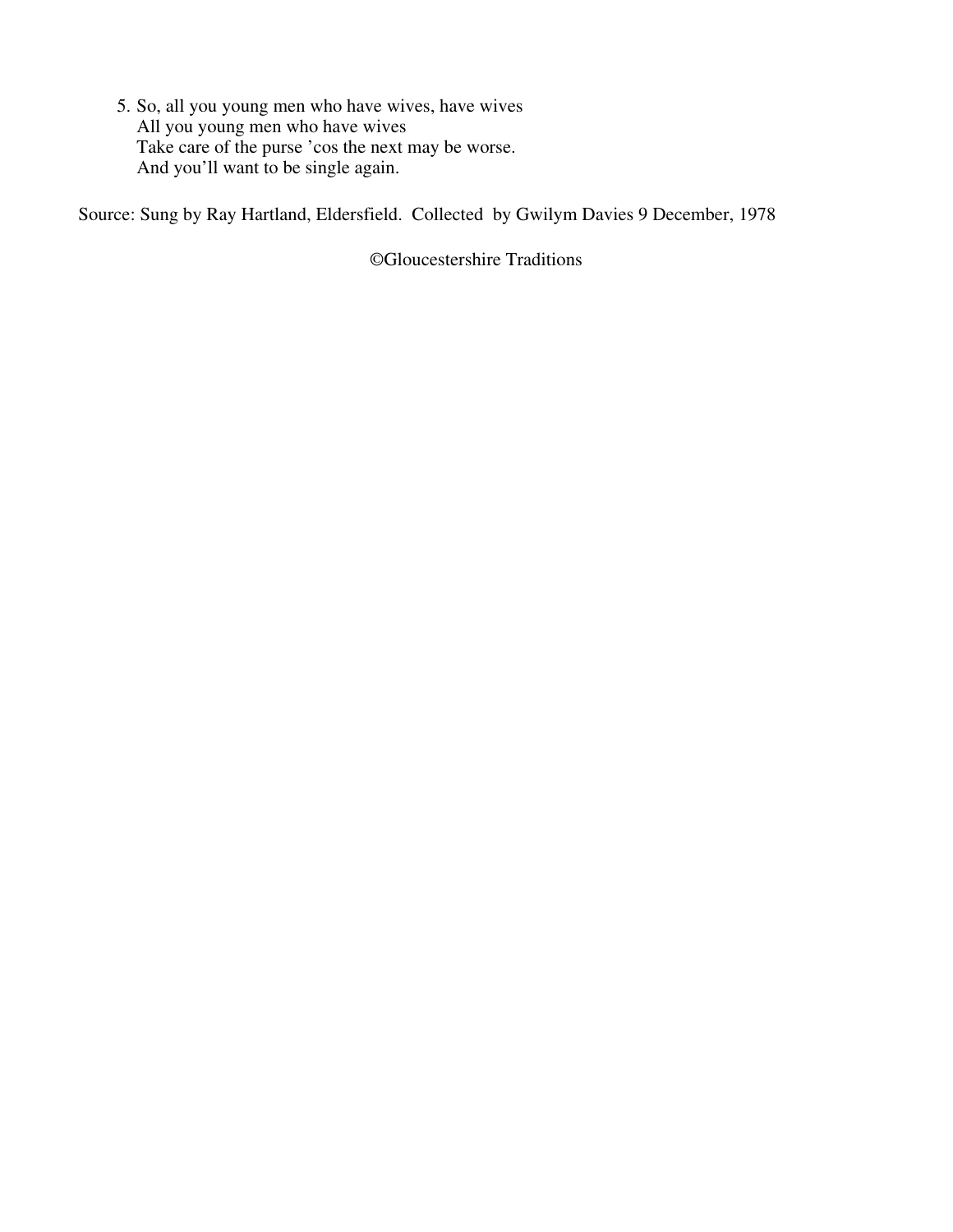5. So, all you young men who have wives, have wives  
   All you young men who have wives  
   Take care of the purse 'cos the next may be worse.  
   And you'll want to be single again.

Source: Sung by Ray Hartland, Eldersfield. Collected by Gwilym Davies 9 December, 1978

©Gloucestershire Traditions